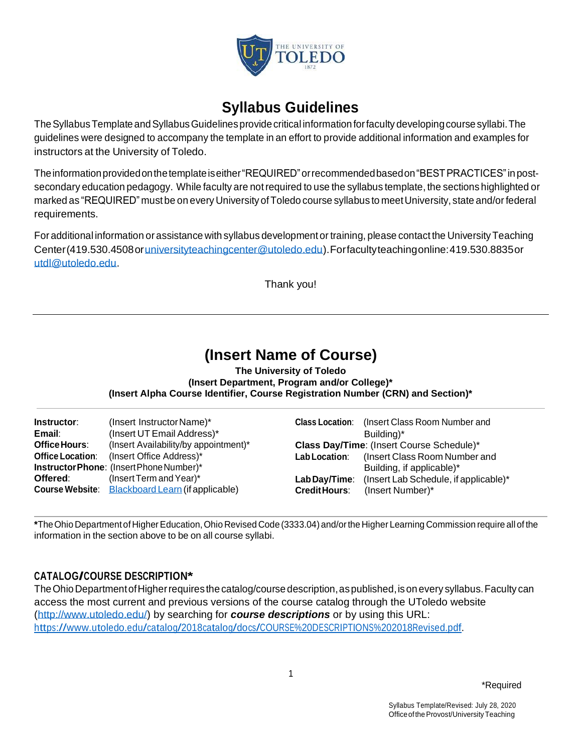# Syllabus Guidelines

The Syllabus Template and Syllabus Guidelines provide critical information for faculty developing course syllabi. The guidelines were designed to accompany the template in an effort to provide additional information and examples for instructors at the University of Toledo.

The information provided on the template is either "REQUIRED" or recommended based on "BEST PRACTICES" in post-secondary education pedagogy. While faculty are not required to use the syllabus template, the sections highlighted or marked as "REQUIRED" must be on every University of Toledo course syllabus to meet University, state and/or federal requirements.

For additional information or assistance with syllabus development or training, please contact the University Teaching Center (419.530.4508 or [universityteachingcenter@utoledo.edu](mailto:universityteachingcenter@utoledo.edu)). For faculty teaching online: 419.530.8835 or [utdl@utoledo.edu](mailto:utdl@utoledo.edu).

Thank you!

---

# (Insert Name of Course)

**The University of Toledo**
**(Insert Department, Program and/or College)***
**(Insert Alpha Course Identifier, Course Registration Number (CRN) and Section)***

**Instructor**: (Insert Instructor Name)*
**Email**: (Insert UT Email Address)*
**Office Hours**: (Insert Availability/by appointment)*
**Office Location**: (Insert Office Address)*
**Instructor Phone**: (Insert Phone Number)*
**Offered**: (Insert Term and Year)*
**Course Website**: [Blackboard Learn](#) (if applicable)

**Class Location**: (Insert Class Room Number and Building)*
**Class Day/Time**: (Insert Course Schedule)*
**Lab Location**: (Insert Class Room Number and Building, if applicable)*
**Lab Day/Time**: (Insert Lab Schedule, if applicable)*
**Credit Hours**: (Insert Number)*

---

***** The Ohio Department of Higher Education, Ohio Revised Code (3333.04) and/or the Higher Learning Commission require all of the information in the section above to be on all course syllabi.

## CATALOG/COURSE DESCRIPTION*

The Ohio Department of Higher requires the catalog/course description, as published, is on every syllabus. Faculty can access the most current and previous versions of the course catalog through the UToledo website ([http://www.utoledo.edu/](http://www.utoledo.edu/)) by searching for ***course descriptions*** or by using this URL: [https://www.utoledo.edu/catalog/2018catalog/docs/COURSE%20DESCRIPTIONS%202018Revised.pdf](https://www.utoledo.edu/catalog/2018catalog/docs/COURSE%20DESCRIPTIONS%202018Revised.pdf).

*Required

Syllabus Template/Revised: July 28, 2020
Office of the Provost/University Teaching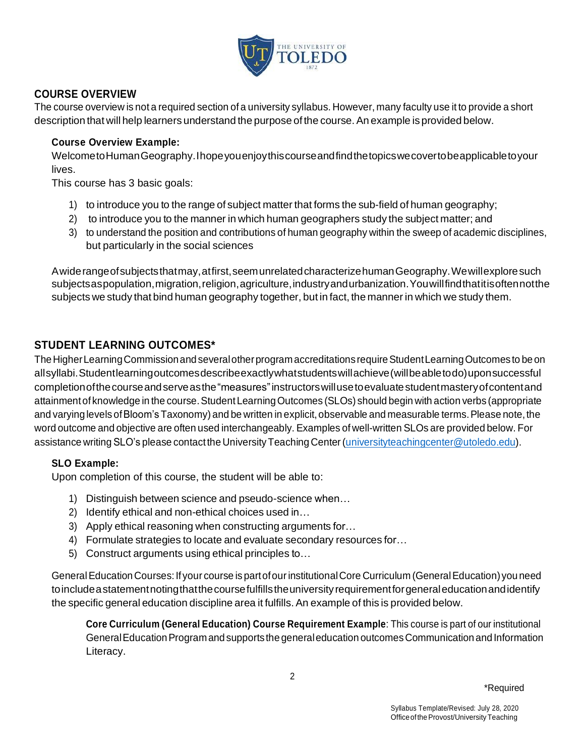## COURSE OVERVIEW

The course overview is not a required section of a university syllabus. However, many faculty use it to provide a short description that will help learners understand the purpose of the course. An example is provided below.

### Course Overview Example:

Welcome to Human Geography. I hope you enjoy this course and find the topics we cover to be applicable to your lives.

This course has 3 basic goals:

1) to introduce you to the range of subject matter that forms the sub-field of human geography;
2) to introduce you to the manner in which human geographers study the subject matter; and
3) to understand the position and contributions of human geography within the sweep of academic disciplines, but particularly in the social sciences

A wide range of subjects that may, at first, seem unrelated characterize human Geography. We will explore such subjects as population, migration, religion, agriculture, industry and urbanization. You will find that it is often not the subjects we study that bind human geography together, but in fact, the manner in which we study them.

## STUDENT LEARNING OUTCOMES*

The Higher Learning Commission and several other program accreditations require Student Learning Outcomes to be on all syllabi. Student learning outcomes describe exactly what students will achieve (will be able to do) upon successful completion of the course and serve as the "measures" instructors will use to evaluate student mastery of content and attainment of knowledge in the course. Student Learning Outcomes (SLOs) should begin with action verbs (appropriate and varying levels of Bloom's Taxonomy) and be written in explicit, observable and measurable terms. Please note, the word outcome and objective are often used interchangeably. Examples of well-written SLOs are provided below. For assistance writing SLO's please contact the University Teaching Center (universityteachingcenter@utoledo.edu).

### SLO Example:

Upon completion of this course, the student will be able to:

1) Distinguish between science and pseudo-science when…
2) Identify ethical and non-ethical choices used in…
3) Apply ethical reasoning when constructing arguments for…
4) Formulate strategies to locate and evaluate secondary resources for…
5) Construct arguments using ethical principles to…

General Education Courses: If your course is part of our institutional Core Curriculum (General Education) you need to include a statement noting that the course fulfills the university requirement for general education and identify the specific general education discipline area it fulfills. An example of this is provided below.

**Core Curriculum (General Education) Course Requirement Example**: This course is part of our institutional General Education Program and supports the general education outcomes Communication and Information Literacy.

*Required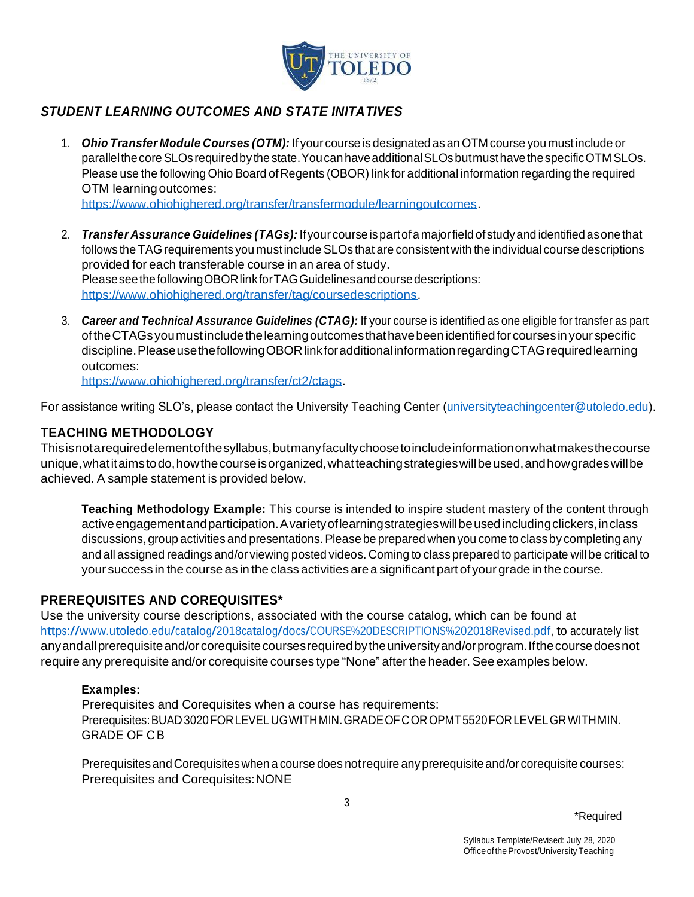## *STUDENT LEARNING OUTCOMES AND STATE INITATIVES*

1. ***Ohio Transfer Module Courses (OTM):*** If your course is designated as an OTM course you must include or parallel the core SLOs required by the state. You can have additional SLOs but must have the specific OTM SLOs. Please use the following Ohio Board of Regents (OBOR) link for additional information regarding the required OTM learning outcomes:
   https://www.ohiohighered.org/transfer/transfermodule/learningoutcomes.

2. ***Transfer Assurance Guidelines (TAGs):*** If your course is part of a major field of study and identified as one that follows the TAG requirements you must include SLOs that are consistent with the individual course descriptions provided for each transferable course in an area of study.
   Please see the following OBOR link for TAG Guidelines and course descriptions:
   https://www.ohiohighered.org/transfer/tag/coursedescriptions.

3. ***Career and Technical Assurance Guidelines (CTAG):*** If your course is identified as one eligible for transfer as part of the CTAGs you must include the learning outcomes that have been identified for courses in your specific discipline. Please use the following OBOR link for additional information regarding CTAG required learning outcomes:
   https://www.ohiohighered.org/transfer/ct2/ctags.

For assistance writing SLO's, please contact the University Teaching Center (universityteachingcenter@utoledo.edu).

## TEACHING METHODOLOGY

This is not a required element of the syllabus, but many faculty choose to include information on what makes the course unique, what it aims to do, how the course is organized, what teaching strategies will be used, and how grades will be achieved. A sample statement is provided below.

> **Teaching Methodology Example:** This course is intended to inspire student mastery of the content through active engagement and participation. A variety of learning strategies will be used including clickers, in class discussions, group activities and presentations. Please be prepared when you come to class by completing any and all assigned readings and/or viewing posted videos. Coming to class prepared to participate will be critical to your success in the course as in the class activities are a significant part of your grade in the course.

## PREREQUISITES AND COREQUISITES*

Use the university course descriptions, associated with the course catalog, which can be found at https://www.utoledo.edu/catalog/2018catalog/docs/COURSE%20DESCRIPTIONS%202018Revised.pdf, to accurately list any and all prerequisite and/or corequisite courses required by the university and/or program. If the course does not require any prerequisite and/or corequisite courses type "None" after the header. See examples below.

> **Examples:**
> Prerequisites and Corequisites when a course has requirements:
> Prerequisites: BUAD 3020 FOR LEVEL UG WITH MIN. GRADE OF C OR OPMT 5520 FOR LEVEL GR WITH MIN. GRADE OF C B
>
> Prerequisites and Corequisites when a course does not require any prerequisite and/or corequisite courses:
> Prerequisites and Corequisites: NONE

*Required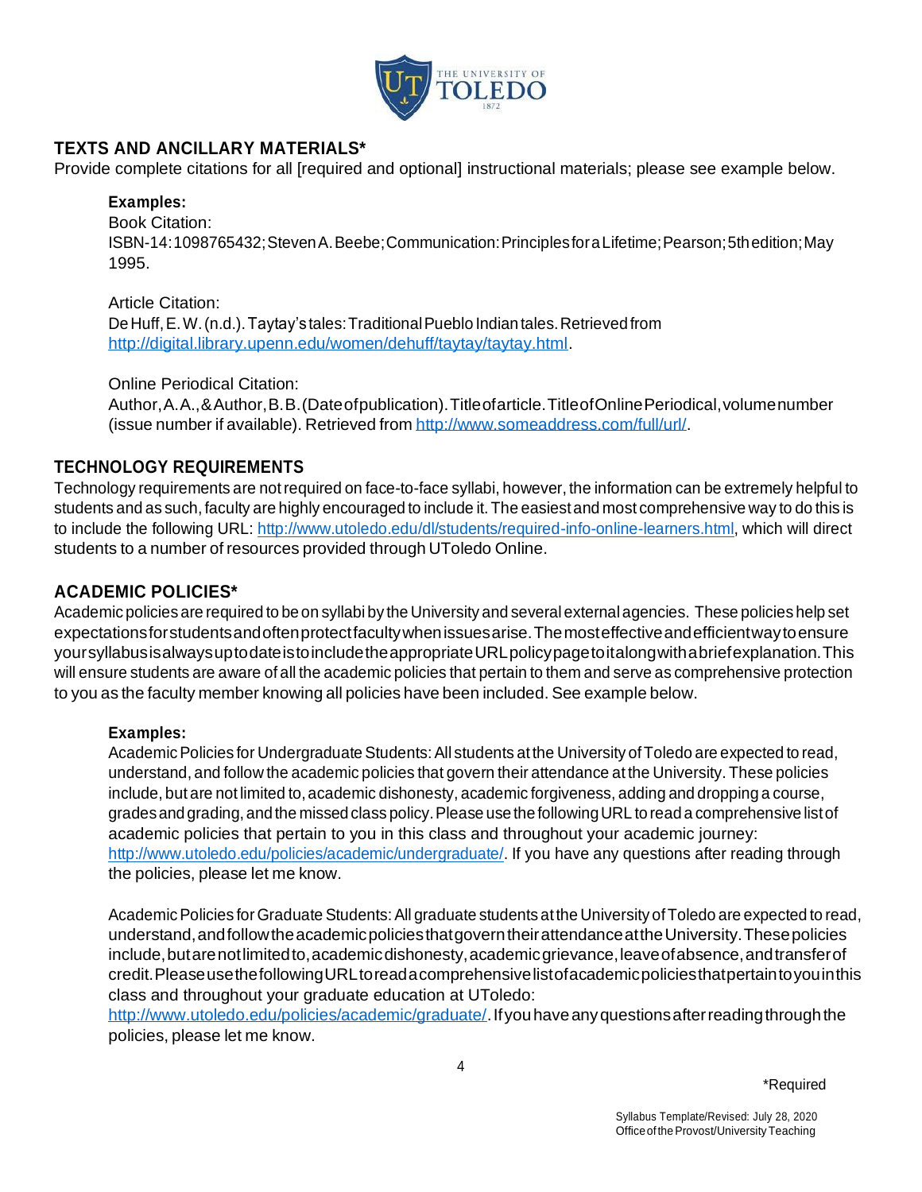## TEXTS AND ANCILLARY MATERIALS*

Provide complete citations for all [required and optional] instructional materials; please see example below.

**Examples:**

Book Citation:
ISBN-14: 1098765432; Steven A. Beebe; Communication: Principles for a Lifetime; Pearson; 5th edition; May 1995.

Article Citation:
De Huff, E. W. (n.d.). Taytay's tales: Traditional Pueblo Indian tales. Retrieved from http://digital.library.upenn.edu/women/dehuff/taytay/taytay.html.

Online Periodical Citation:
Author, A. A., & Author, B. B. (Date of publication). Title of article. Title of Online Periodical, volume number (issue number if available). Retrieved from http://www.someaddress.com/full/url/.

## TECHNOLOGY REQUIREMENTS

Technology requirements are not required on face-to-face syllabi, however, the information can be extremely helpful to students and as such, faculty are highly encouraged to include it. The easiest and most comprehensive way to do this is to include the following URL: http://www.utoledo.edu/dl/students/required-info-online-learners.html, which will direct students to a number of resources provided through UToledo Online.

## ACADEMIC POLICIES*

Academic policies are required to be on syllabi by the University and several external agencies. These policies help set expectations for students and often protect faculty when issues arise. The most effective and efficient way to ensure your syllabus is always up to date is to include the appropriate URL policy page to it along with a brief explanation. This will ensure students are aware of all the academic policies that pertain to them and serve as comprehensive protection to you as the faculty member knowing all policies have been included. See example below.

**Examples:**

Academic Policies for Undergraduate Students: All students at the University of Toledo are expected to read, understand, and follow the academic policies that govern their attendance at the University. These policies include, but are not limited to, academic dishonesty, academic forgiveness, adding and dropping a course, grades and grading, and the missed class policy. Please use the following URL to read a comprehensive list of academic policies that pertain to you in this class and throughout your academic journey: http://www.utoledo.edu/policies/academic/undergraduate/. If you have any questions after reading through the policies, please let me know.

Academic Policies for Graduate Students: All graduate students at the University of Toledo are expected to read, understand, and follow the academic policies that govern their attendance at the University. These policies include, but are not limited to, academic dishonesty, academic grievance, leave of absence, and transfer of credit. Please use the following URL to read a comprehensive list of academic policies that pertain to you in this class and throughout your graduate education at UToledo: http://www.utoledo.edu/policies/academic/graduate/. If you have any questions after reading through the policies, please let me know.

*Required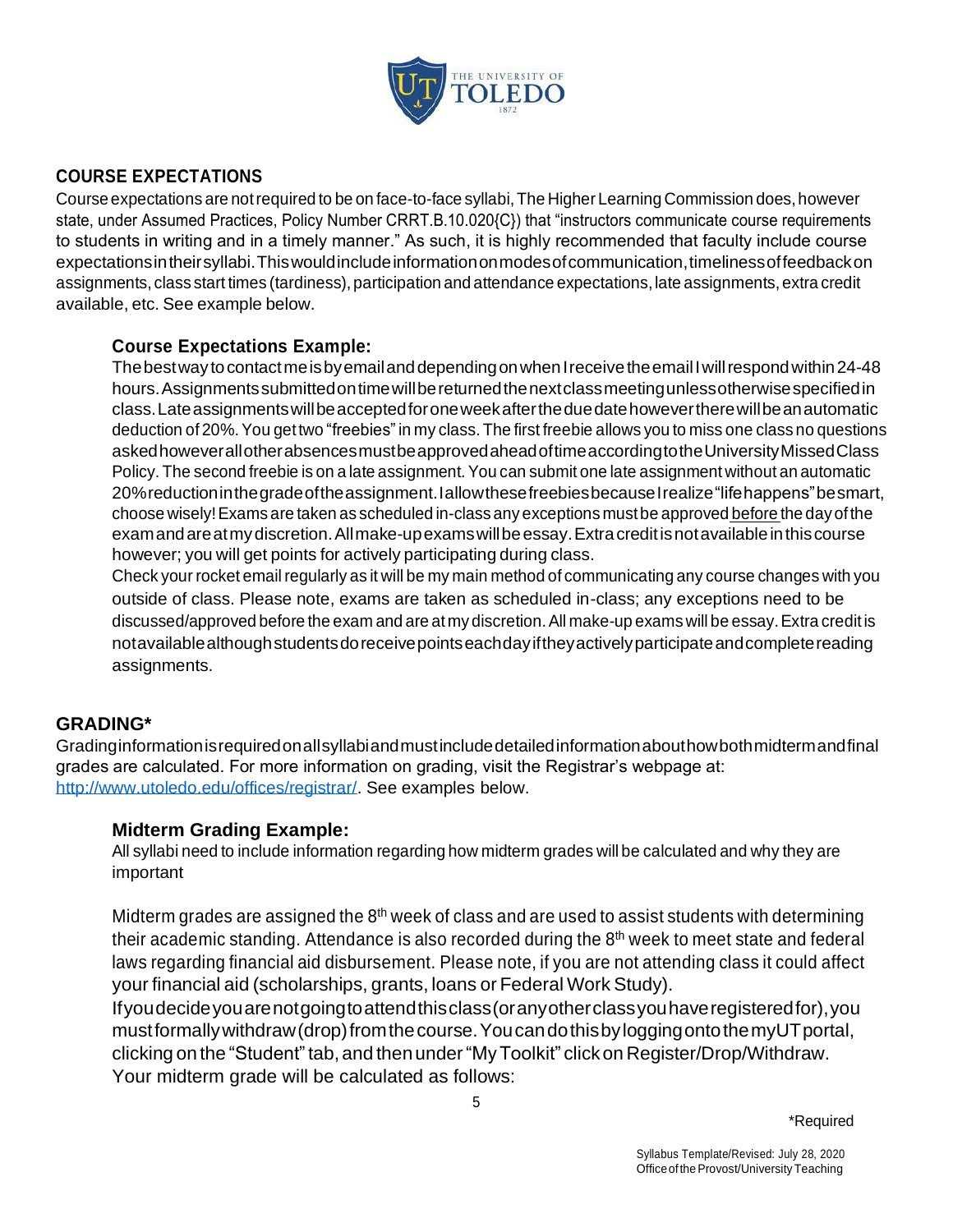## COURSE EXPECTATIONS

Course expectations are not required to be on face-to-face syllabi, The Higher Learning Commission does, however state, under Assumed Practices, Policy Number CRRT.B.10.020{C}) that "instructors communicate course requirements to students in writing and in a timely manner." As such, it is highly recommended that faculty include course expectations in their syllabi. This would include information on modes of communication, timeliness of feedback on assignments, class start times (tardiness), participation and attendance expectations, late assignments, extra credit available, etc. See example below.

### Course Expectations Example:

The best way to contact me is by email and depending on when I receive the email I will respond within 24-48 hours. Assignments submitted on time will be returned the next class meeting unless otherwise specified in class. Late assignments will be accepted for one week after the due date however there will be an automatic deduction of 20%. You get two "freebies" in my class. The first freebie allows you to miss one class no questions asked however all other absences must be approved ahead of time according to the University Missed Class Policy. The second freebie is on a late assignment. You can submit one late assignment without an automatic 20% reduction in the grade of the assignment. I allow these freebies because I realize "life happens" be smart, choose wisely! Exams are taken as scheduled in-class any exceptions must be approved <u>before</u> the day of the exam and are at my discretion. All make-up exams will be essay. Extra credit is not available in this course however; you will get points for actively participating during class.

Check your rocket email regularly as it will be my main method of communicating any course changes with you outside of class. Please note, exams are taken as scheduled in-class; any exceptions need to be discussed/approved before the exam and are at my discretion. All make-up exams will be essay. Extra credit is not available although students do receive points each day if they actively participate and complete reading assignments.

## GRADING*

Grading information is required on all syllabi and must include detailed information about how both midterm and final grades are calculated. For more information on grading, visit the Registrar's webpage at: [http://www.utoledo.edu/offices/registrar/](http://www.utoledo.edu/offices/registrar/). See examples below.

### Midterm Grading Example:

All syllabi need to include information regarding how midterm grades will be calculated and why they are important

Midterm grades are assigned the 8th week of class and are used to assist students with determining their academic standing. Attendance is also recorded during the 8th week to meet state and federal laws regarding financial aid disbursement. Please note, if you are not attending class it could affect your financial aid (scholarships, grants, loans or Federal Work Study).

If you decide you are not going to attend this class (or any other class you have registered for), you must formally withdraw (drop) from the course. You can do this by logging onto the myUT portal, clicking on the "Student" tab, and then under "My Toolkit" click on Register/Drop/Withdraw.

Your midterm grade will be calculated as follows:

*Required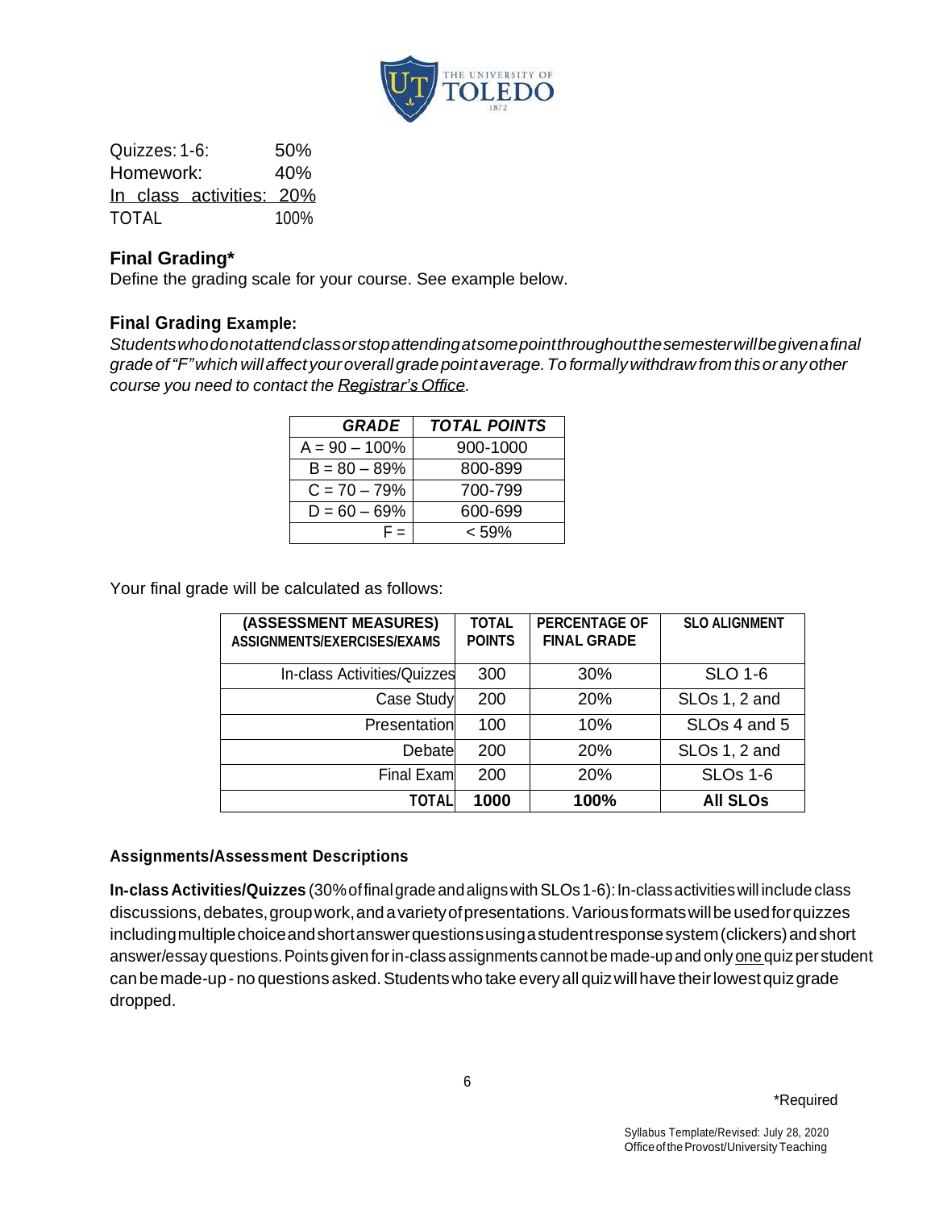Quizzes: 1-6: 50%
Homework: 40%
In class activities: 20%
TOTAL 100%

### Final Grading*

Define the grading scale for your course. See example below.

### Final Grading Example:

*Students who do not attend class or stop attending at some point throughout the semester will be given a final grade of "F" which will affect your overall grade point average. To formally withdraw from this or any other course you need to contact the Registrar's Office.*

| *GRADE* | *TOTAL POINTS* |
|---|---|
| A = 90 – 100% | 900-1000 |
| B = 80 – 89% | 800-899 |
| C = 70 – 79% | 700-799 |
| D = 60 – 69% | 600-699 |
| F = | < 59% |

Your final grade will be calculated as follows:

| (ASSESSMENT MEASURES) ASSIGNMENTS/EXERCISES/EXAMS | TOTAL POINTS | PERCENTAGE OF FINAL GRADE | SLO ALIGNMENT |
|---|---|---|---|
| In-class Activities/Quizzes | 300 | 30% | SLO 1-6 |
| Case Study | 200 | 20% | SLOs 1, 2 and |
| Presentation | 100 | 10% | SLOs 4 and 5 |
| Debate | 200 | 20% | SLOs 1, 2 and |
| Final Exam | 200 | 20% | SLOs 1-6 |
| **TOTAL** | **1000** | **100%** | **All SLOs** |

#### Assignments/Assessment Descriptions

**In-class Activities/Quizzes** (30% of final grade and aligns with SLOs 1-6): In-class activities will include class discussions, debates, group work, and a variety of presentations. Various formats will be used for quizzes including multiple choice and short answer questions using a student response system (clickers) and short answer/essay questions. Points given for in-class assignments cannot be made-up and only one quiz per student can be made-up - no questions asked. Students who take every all quiz will have their lowest quiz grade dropped.

\*Required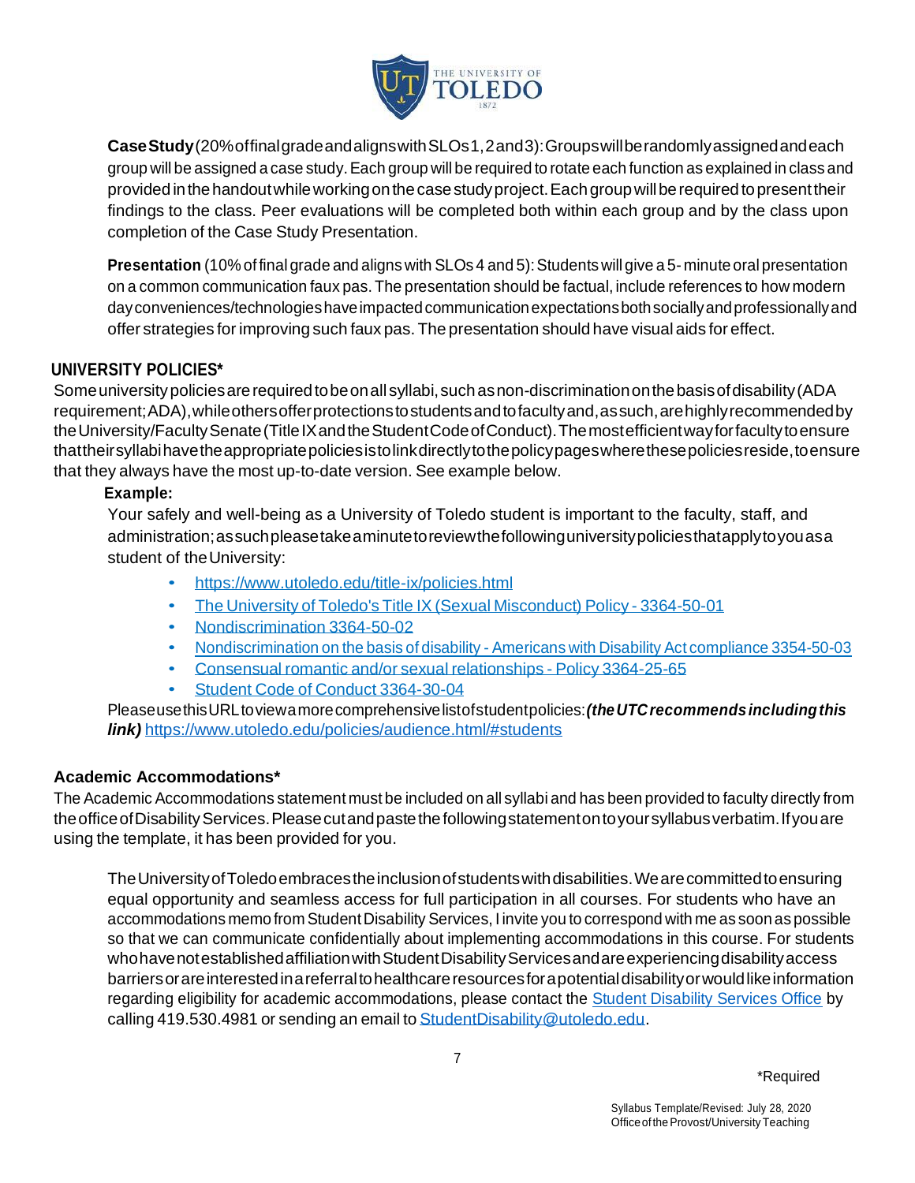**Case Study** (20% of final grade and aligns with SLOs 1, 2 and 3): Groups will be randomly assigned and each group will be assigned a case study. Each group will be required to rotate each function as explained in class and provided in the handout while working on the case study project. Each group will be required to present their findings to the class. Peer evaluations will be completed both within each group and by the class upon completion of the Case Study Presentation.

**Presentation** (10% of final grade and aligns with SLOs 4 and 5): Students will give a 5- minute oral presentation on a common communication faux pas. The presentation should be factual, include references to how modern day conveniences/technologies have impacted communication expectations both socially and professionally and offer strategies for improving such faux pas. The presentation should have visual aids for effect.

## UNIVERSITY POLICIES*

Some university policies are required to be on all syllabi, such as non-discrimination on the basis of disability (ADA requirement; ADA), while others offer protections to students and to faculty and, as such, are highly recommended by the University/Faculty Senate (Title IX and the Student Code of Conduct). The most efficient way for faculty to ensure that their syllabi have the appropriate policies is to link directly to the policy pages where these policies reside, to ensure that they always have the most up-to-date version. See example below.

**Example:**

Your safely and well-being as a University of Toledo student is important to the faculty, staff, and administration; as such please take a minute to review the following university policies that apply to you as a student of the University:

- https://www.utoledo.edu/title-ix/policies.html
- The University of Toledo's Title IX (Sexual Misconduct) Policy - 3364-50-01
- Nondiscrimination 3364-50-02
- Nondiscrimination on the basis of disability - Americans with Disability Act compliance 3354-50-03
- Consensual romantic and/or sexual relationships - Policy 3364-25-65
- Student Code of Conduct 3364-30-04

Please use this URL to view a more comprehensive list of student policies: ***(the UTC recommends including this link)*** https://www.utoledo.edu/policies/audience.html/#students

## Academic Accommodations*

The Academic Accommodations statement must be included on all syllabi and has been provided to faculty directly from the office of Disability Services. Please cut and paste the following statement on to your syllabus verbatim. If you are using the template, it has been provided for you.

The University of Toledo embraces the inclusion of students with disabilities. We are committed to ensuring equal opportunity and seamless access for full participation in all courses. For students who have an accommodations memo from Student Disability Services, I invite you to correspond with me as soon as possible so that we can communicate confidentially about implementing accommodations in this course. For students who have not established affiliation with Student Disability Services and are experiencing disability access barriers or are interested in a referral to healthcare resources for a potential disability or would like information regarding eligibility for academic accommodations, please contact the Student Disability Services Office by calling 419.530.4981 or sending an email to StudentDisability@utoledo.edu.

*Required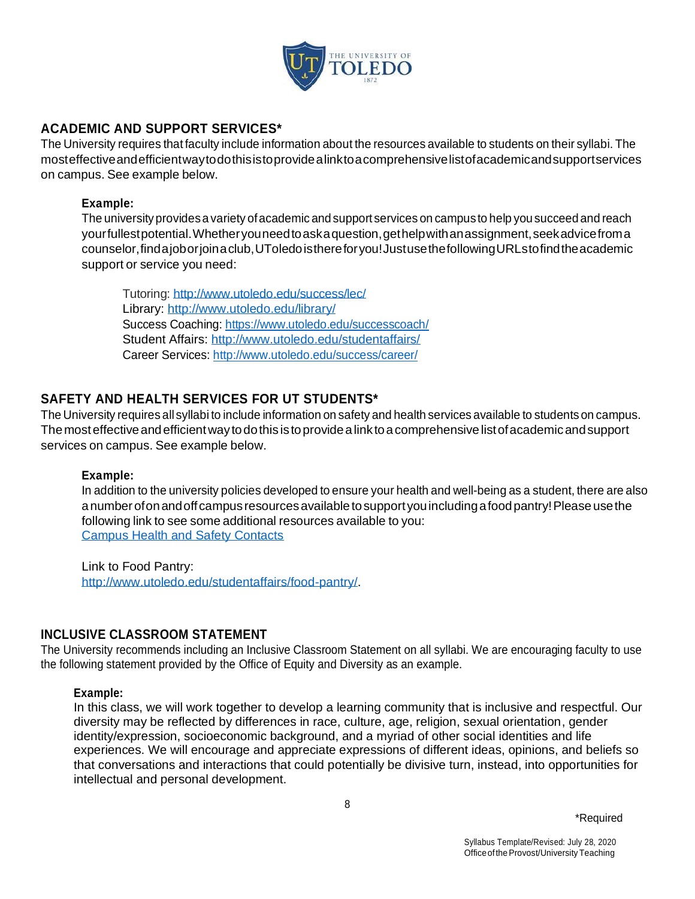## ACADEMIC AND SUPPORT SERVICES*

The University requires that faculty include information about the resources available to students on their syllabi. The most effective and efficient way to do this is to provide a link to a comprehensive list of academic and support services on campus. See example below.

**Example:**

The university provides a variety of academic and support services on campus to help you succeed and reach your fullest potential. Whether you need to ask a question, get help with an assignment, seek advice from a counselor, find a job or join a club, UToledo is there for you! Just use the following URLs to find the academic support or service you need:

Tutoring: http://www.utoledo.edu/success/lec/
Library: http://www.utoledo.edu/library/
Success Coaching: https://www.utoledo.edu/successcoach/
Student Affairs: http://www.utoledo.edu/studentaffairs/
Career Services: http://www.utoledo.edu/success/career/

## SAFETY AND HEALTH SERVICES FOR UT STUDENTS*

The University requires all syllabi to include information on safety and health services available to students on campus. The most effective and efficient way to do this is to provide a link to a comprehensive list of academic and support services on campus. See example below.

**Example:**

In addition to the university policies developed to ensure your health and well-being as a student, there are also a number of on and off campus resources available to support you including a food pantry! Please use the following link to see some additional resources available to you:
Campus Health and Safety Contacts

Link to Food Pantry:
http://www.utoledo.edu/studentaffairs/food-pantry/.

## INCLUSIVE CLASSROOM STATEMENT

The University recommends including an Inclusive Classroom Statement on all syllabi. We are encouraging faculty to use the following statement provided by the Office of Equity and Diversity as an example.

**Example:**

In this class, we will work together to develop a learning community that is inclusive and respectful. Our diversity may be reflected by differences in race, culture, age, religion, sexual orientation, gender identity/expression, socioeconomic background, and a myriad of other social identities and life experiences. We will encourage and appreciate expressions of different ideas, opinions, and beliefs so that conversations and interactions that could potentially be divisive turn, instead, into opportunities for intellectual and personal development.

*Required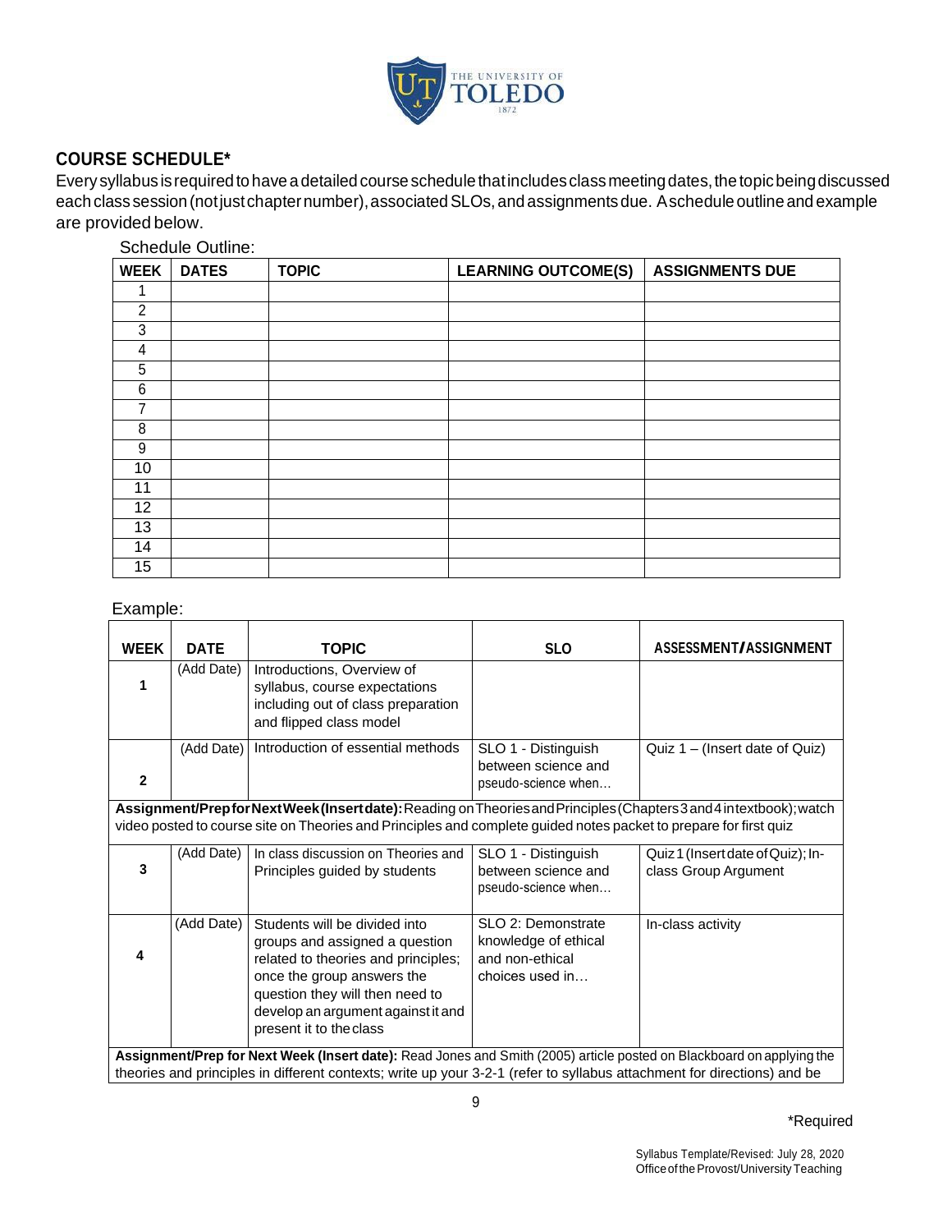## COURSE SCHEDULE*

Every syllabus is required to have a detailed course schedule that includes class meeting dates, the topic being discussed each class session (not just chapter number), associated SLOs, and assignments due. A schedule outline and example are provided below.

Schedule Outline:

| WEEK | DATES | TOPIC | LEARNING OUTCOME(S) | ASSIGNMENTS DUE |
|---|---|---|---|---|
| 1 | | | | |
| 2 | | | | |
| 3 | | | | |
| 4 | | | | |
| 5 | | | | |
| 6 | | | | |
| 7 | | | | |
| 8 | | | | |
| 9 | | | | |
| 10 | | | | |
| 11 | | | | |
| 12 | | | | |
| 13 | | | | |
| 14 | | | | |
| 15 | | | | |

Example:

| WEEK | DATE | TOPIC | SLO | ASSESSMENT/ASSIGNMENT |
|---|---|---|---|---|
| 1 | (Add Date) | Introductions, Overview of syllabus, course expectations including out of class preparation and flipped class model | | |
| 2 | (Add Date) | Introduction of essential methods | SLO 1 - Distinguish between science and pseudo-science when… | Quiz 1 – (Insert date of Quiz) |
| **Assignment/Prep for Next Week (Insert date):** Reading on Theories and Principles (Chapters 3 and 4 in textbook); watch video posted to course site on Theories and Principles and complete guided notes packet to prepare for first quiz | | | | |
| 3 | (Add Date) | In class discussion on Theories and Principles guided by students | SLO 1 - Distinguish between science and pseudo-science when… | Quiz 1 (Insert date of Quiz); In-class Group Argument |
| 4 | (Add Date) | Students will be divided into groups and assigned a question related to theories and principles; once the group answers the question they will then need to develop an argument against it and present it to the class | SLO 2: Demonstrate knowledge of ethical and non-ethical choices used in… | In-class activity |
| **Assignment/Prep for Next Week (Insert date):** Read Jones and Smith (2005) article posted on Blackboard on applying the theories and principles in different contexts; write up your 3-2-1 (refer to syllabus attachment for directions) and be | | | | |

*Required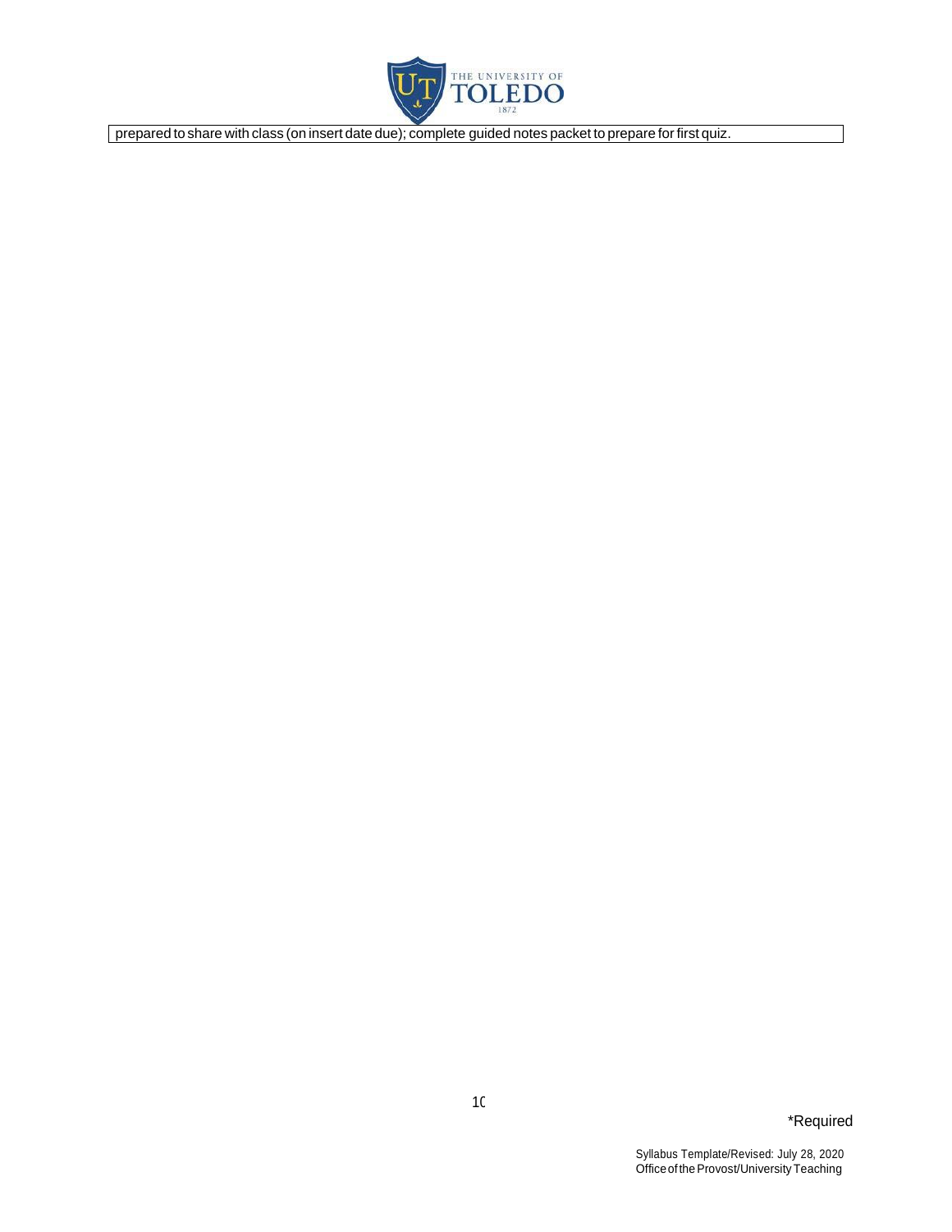| |
|---|
| prepared to share with class (on insert date due); complete guided notes packet to prepare for first quiz. |

*Required